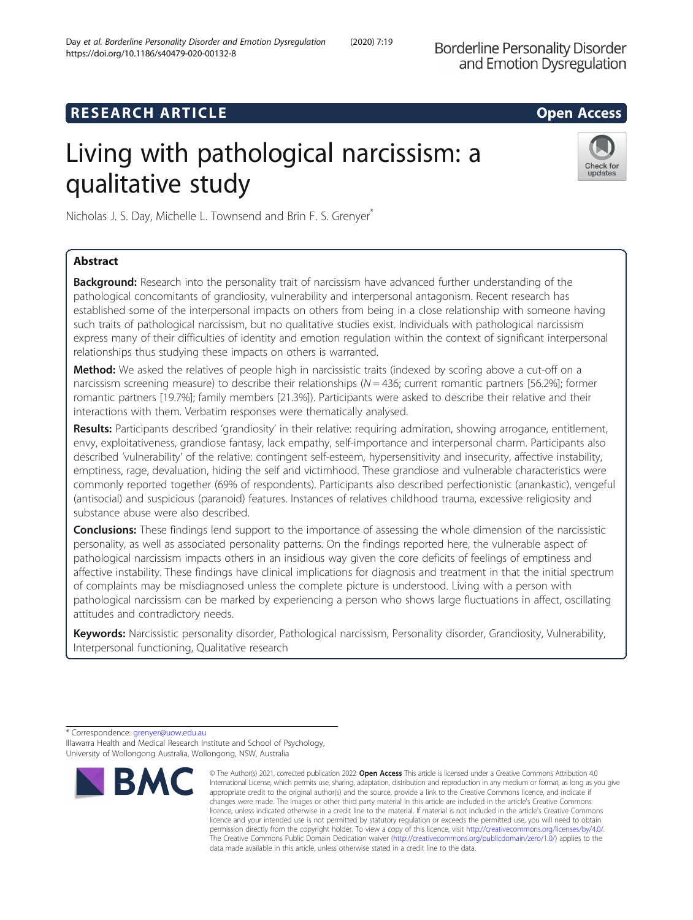RESEARCH ARTICLE

Open Access

# Living with pathological narcissism: a qualitative study

Nicholas J. S. Day, Michelle L. Townsend and Brin F. S. Grenyer*

## Abstract

**Background:** Research into the personality trait of narcissism have advanced further understanding of the pathological concomitants of grandiosity, vulnerability and interpersonal antagonism. Recent research has established some of the interpersonal impacts on others from being in a close relationship with someone having such traits of pathological narcissism, but no qualitative studies exist. Individuals with pathological narcissism express many of their difficulties of identity and emotion regulation within the context of significant interpersonal relationships thus studying these impacts on others is warranted.

**Method:** We asked the relatives of people high in narcissistic traits (indexed by scoring above a cut-off on a narcissism screening measure) to describe their relationships ($N = 436$; current romantic partners [56.2%]; former romantic partners [19.7%]; family members [21.3%]). Participants were asked to describe their relative and their interactions with them. Verbatim responses were thematically analysed.

**Results:** Participants described 'grandiosity' in their relative: requiring admiration, showing arrogance, entitlement, envy, exploitativeness, grandiose fantasy, lack empathy, self-importance and interpersonal charm. Participants also described 'vulnerability' of the relative: contingent self-esteem, hypersensitivity and insecurity, affective instability, emptiness, rage, devaluation, hiding the self and victimhood. These grandiose and vulnerable characteristics were commonly reported together (69% of respondents). Participants also described perfectionistic (anankastic), vengeful (antisocial) and suspicious (paranoid) features. Instances of relatives childhood trauma, excessive religiosity and substance abuse were also described.

**Conclusions:** These findings lend support to the importance of assessing the whole dimension of the narcissistic personality, as well as associated personality patterns. On the findings reported here, the vulnerable aspect of pathological narcissism impacts others in an insidious way given the core deficits of feelings of emptiness and affective instability. These findings have clinical implications for diagnosis and treatment in that the initial spectrum of complaints may be misdiagnosed unless the complete picture is understood. Living with a person with pathological narcissism can be marked by experiencing a person who shows large fluctuations in affect, oscillating attitudes and contradictory needs.

**Keywords:** Narcissistic personality disorder, Pathological narcissism, Personality disorder, Grandiosity, Vulnerability, Interpersonal functioning, Qualitative research

---

* Correspondence: grenyer@uow.edu.au
Illawarra Health and Medical Research Institute and School of Psychology, University of Wollongong Australia, Wollongong, NSW, Australia

© The Author(s) 2021, corrected publication 2022 **Open Access** This article is licensed under a Creative Commons Attribution 4.0 International License, which permits use, sharing, adaptation, distribution and reproduction in any medium or format, as long as you give appropriate credit to the original author(s) and the source, provide a link to the Creative Commons licence, and indicate if changes were made. The images or other third party material in this article are included in the article's Creative Commons licence, unless indicated otherwise in a credit line to the material. If material is not included in the article's Creative Commons licence and your intended use is not permitted by statutory regulation or exceeds the permitted use, you will need to obtain permission directly from the copyright holder. To view a copy of this licence, visit http://creativecommons.org/licenses/by/4.0/. The Creative Commons Public Domain Dedication waiver (http://creativecommons.org/publicdomain/zero/1.0/) applies to the data made available in this article, unless otherwise stated in a credit line to the data.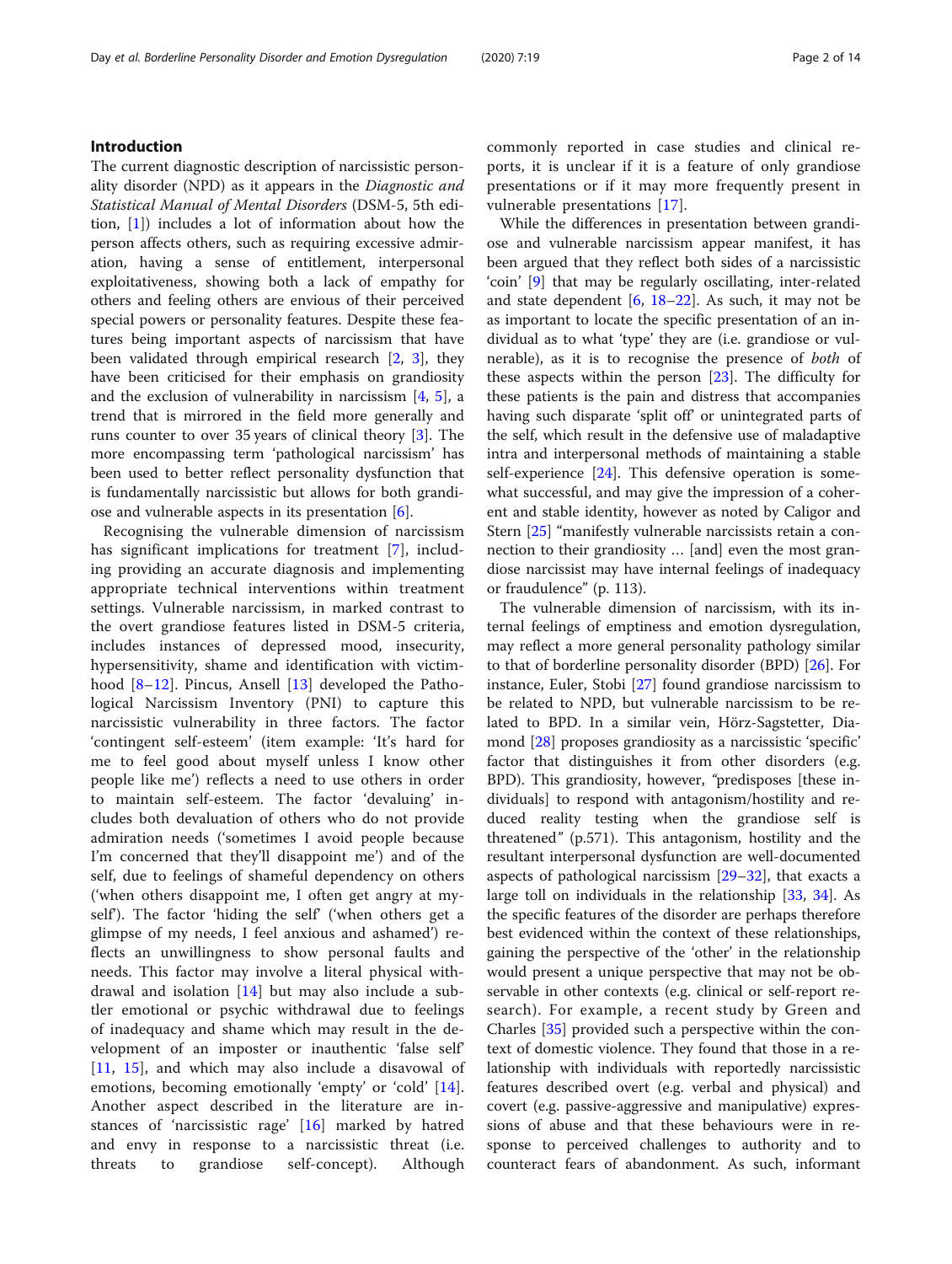## Introduction

The current diagnostic description of narcissistic personality disorder (NPD) as it appears in the *Diagnostic and Statistical Manual of Mental Disorders* (DSM-5, 5th edition, [1]) includes a lot of information about how the person affects others, such as requiring excessive admiration, having a sense of entitlement, interpersonal exploitativeness, showing both a lack of empathy for others and feeling others are envious of their perceived special powers or personality features. Despite these features being important aspects of narcissism that have been validated through empirical research [2, 3], they have been criticised for their emphasis on grandiosity and the exclusion of vulnerability in narcissism [4, 5], a trend that is mirrored in the field more generally and runs counter to over 35 years of clinical theory [3]. The more encompassing term 'pathological narcissism' has been used to better reflect personality dysfunction that is fundamentally narcissistic but allows for both grandiose and vulnerable aspects in its presentation [6].

Recognising the vulnerable dimension of narcissism has significant implications for treatment [7], including providing an accurate diagnosis and implementing appropriate technical interventions within treatment settings. Vulnerable narcissism, in marked contrast to the overt grandiose features listed in DSM-5 criteria, includes instances of depressed mood, insecurity, hypersensitivity, shame and identification with victimhood [8–12]. Pincus, Ansell [13] developed the Pathological Narcissism Inventory (PNI) to capture this narcissistic vulnerability in three factors. The factor 'contingent self-esteem' (item example: 'It's hard for me to feel good about myself unless I know other people like me') reflects a need to use others in order to maintain self-esteem. The factor 'devaluing' includes both devaluation of others who do not provide admiration needs ('sometimes I avoid people because I'm concerned that they'll disappoint me') and of the self, due to feelings of shameful dependency on others ('when others disappoint me, I often get angry at myself'). The factor 'hiding the self' ('when others get a glimpse of my needs, I feel anxious and ashamed') reflects an unwillingness to show personal faults and needs. This factor may involve a literal physical withdrawal and isolation [14] but may also include a subtler emotional or psychic withdrawal due to feelings of inadequacy and shame which may result in the development of an imposter or inauthentic 'false self' [11, 15], and which may also include a disavowal of emotions, becoming emotionally 'empty' or 'cold' [14]. Another aspect described in the literature are instances of 'narcissistic rage' [16] marked by hatred and envy in response to a narcissistic threat (i.e. threats to grandiose self-concept). Although commonly reported in case studies and clinical reports, it is unclear if it is a feature of only grandiose presentations or if it may more frequently present in vulnerable presentations [17].

While the differences in presentation between grandiose and vulnerable narcissism appear manifest, it has been argued that they reflect both sides of a narcissistic 'coin' [9] that may be regularly oscillating, inter-related and state dependent [6, 18–22]. As such, it may not be as important to locate the specific presentation of an individual as to what 'type' they are (i.e. grandiose or vulnerable), as it is to recognise the presence of *both* of these aspects within the person [23]. The difficulty for these patients is the pain and distress that accompanies having such disparate 'split off' or unintegrated parts of the self, which result in the defensive use of maladaptive intra and interpersonal methods of maintaining a stable self-experience [24]. This defensive operation is somewhat successful, and may give the impression of a coherent and stable identity, however as noted by Caligor and Stern [25] "manifestly vulnerable narcissists retain a connection to their grandiosity … [and] even the most grandiose narcissist may have internal feelings of inadequacy or fraudulence" (p. 113).

The vulnerable dimension of narcissism, with its internal feelings of emptiness and emotion dysregulation, may reflect a more general personality pathology similar to that of borderline personality disorder (BPD) [26]. For instance, Euler, Stobi [27] found grandiose narcissism to be related to NPD, but vulnerable narcissism to be related to BPD. In a similar vein, Hörz-Sagstetter, Diamond [28] proposes grandiosity as a narcissistic 'specific' factor that distinguishes it from other disorders (e.g. BPD). This grandiosity, however, "predisposes [these individuals] to respond with antagonism/hostility and reduced reality testing when the grandiose self is threatened" (p.571). This antagonism, hostility and the resultant interpersonal dysfunction are well-documented aspects of pathological narcissism [29–32], that exacts a large toll on individuals in the relationship [33, 34]. As the specific features of the disorder are perhaps therefore best evidenced within the context of these relationships, gaining the perspective of the 'other' in the relationship would present a unique perspective that may not be observable in other contexts (e.g. clinical or self-report research). For example, a recent study by Green and Charles [35] provided such a perspective within the context of domestic violence. They found that those in a relationship with individuals with reportedly narcissistic features described overt (e.g. verbal and physical) and covert (e.g. passive-aggressive and manipulative) expressions of abuse and that these behaviours were in response to perceived challenges to authority and to counteract fears of abandonment. As such, informant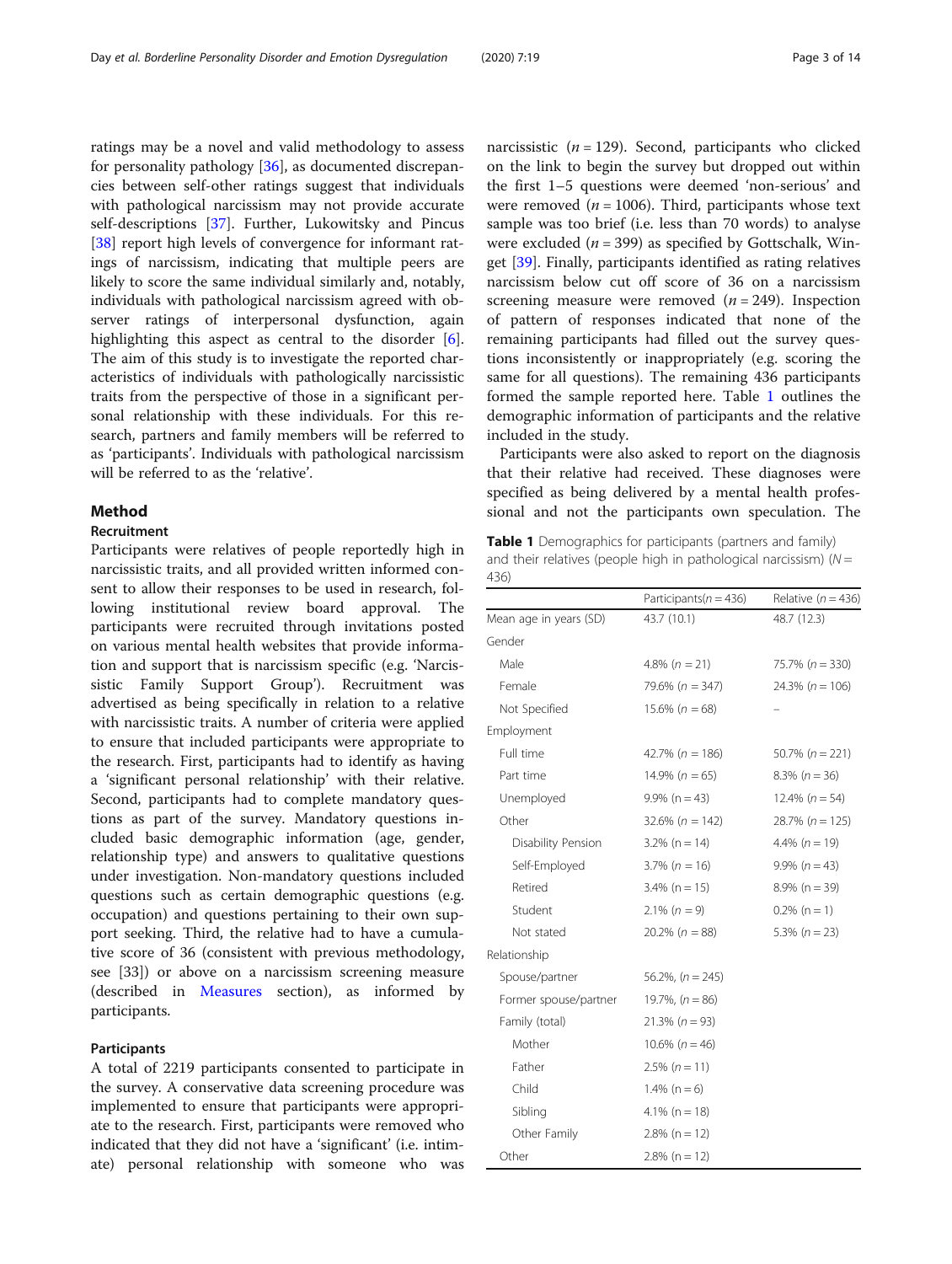ratings may be a novel and valid methodology to assess for personality pathology [36], as documented discrepancies between self-other ratings suggest that individuals with pathological narcissism may not provide accurate self-descriptions [37]. Further, Lukowitsky and Pincus [38] report high levels of convergence for informant ratings of narcissism, indicating that multiple peers are likely to score the same individual similarly and, notably, individuals with pathological narcissism agreed with observer ratings of interpersonal dysfunction, again highlighting this aspect as central to the disorder [6]. The aim of this study is to investigate the reported characteristics of individuals with pathologically narcissistic traits from the perspective of those in a significant personal relationship with these individuals. For this research, partners and family members will be referred to as 'participants'. Individuals with pathological narcissism will be referred to as the 'relative'.

## Method

### Recruitment

Participants were relatives of people reportedly high in narcissistic traits, and all provided written informed consent to allow their responses to be used in research, following institutional review board approval. The participants were recruited through invitations posted on various mental health websites that provide information and support that is narcissism specific (e.g. 'Narcissistic Family Support Group'). Recruitment was advertised as being specifically in relation to a relative with narcissistic traits. A number of criteria were applied to ensure that included participants were appropriate to the research. First, participants had to identify as having a 'significant personal relationship' with their relative. Second, participants had to complete mandatory questions as part of the survey. Mandatory questions included basic demographic information (age, gender, relationship type) and answers to qualitative questions under investigation. Non-mandatory questions included questions such as certain demographic questions (e.g. occupation) and questions pertaining to their own support seeking. Third, the relative had to have a cumulative score of 36 (consistent with previous methodology, see [33]) or above on a narcissism screening measure (described in Measures section), as informed by participants.

### Participants

A total of 2219 participants consented to participate in the survey. A conservative data screening procedure was implemented to ensure that participants were appropriate to the research. First, participants were removed who indicated that they did not have a 'significant' (i.e. intimate) personal relationship with someone who was narcissistic ($n = 129$). Second, participants who clicked on the link to begin the survey but dropped out within the first 1–5 questions were deemed 'non-serious' and were removed ($n = 1006$). Third, participants whose text sample was too brief (i.e. less than 70 words) to analyse were excluded ($n = 399$) as specified by Gottschalk, Winget [39]. Finally, participants identified as rating relatives narcissism below cut off score of 36 on a narcissism screening measure were removed ($n = 249$). Inspection of pattern of responses indicated that none of the remaining participants had filled out the survey questions inconsistently or inappropriately (e.g. scoring the same for all questions). The remaining 436 participants formed the sample reported here. Table 1 outlines the demographic information of participants and the relative included in the study.

Participants were also asked to report on the diagnosis that their relative had received. These diagnoses were specified as being delivered by a mental health professional and not the participants own speculation. The

**Table 1** Demographics for participants (partners and family) and their relatives (people high in pathological narcissism) ($N = 436$)

| | Participants($n = 436$) | Relative ($n = 436$) |
|---|---|---|
| Mean age in years (SD) | 43.7 (10.1) | 48.7 (12.3) |
| Gender | | |
| Male | 4.8% ($n = 21$) | 75.7% ($n = 330$) |
| Female | 79.6% ($n = 347$) | 24.3% ($n = 106$) |
| Not Specified | 15.6% ($n = 68$) | – |
| Employment | | |
| Full time | 42.7% ($n = 186$) | 50.7% ($n = 221$) |
| Part time | 14.9% ($n = 65$) | 8.3% ($n = 36$) |
| Unemployed | 9.9% ($n = 43$) | 12.4% ($n = 54$) |
| Other | 32.6% ($n = 142$) | 28.7% ($n = 125$) |
| Disability Pension | 3.2% ($n = 14$) | 4.4% ($n = 19$) |
| Self-Employed | 3.7% ($n = 16$) | 9.9% ($n = 43$) |
| Retired | 3.4% ($n = 15$) | 8.9% ($n = 39$) |
| Student | 2.1% ($n = 9$) | 0.2% ($n = 1$) |
| Not stated | 20.2% ($n = 88$) | 5.3% ($n = 23$) |
| Relationship | | |
| Spouse/partner | 56.2%, ($n = 245$) | |
| Former spouse/partner | 19.7%, ($n = 86$) | |
| Family (total) | 21.3% ($n = 93$) | |
| Mother | 10.6% ($n = 46$) | |
| Father | 2.5% ($n = 11$) | |
| Child | 1.4% ($n = 6$) | |
| Sibling | 4.1% ($n = 18$) | |
| Other Family | 2.8% ($n = 12$) | |
| Other | 2.8% ($n = 12$) | |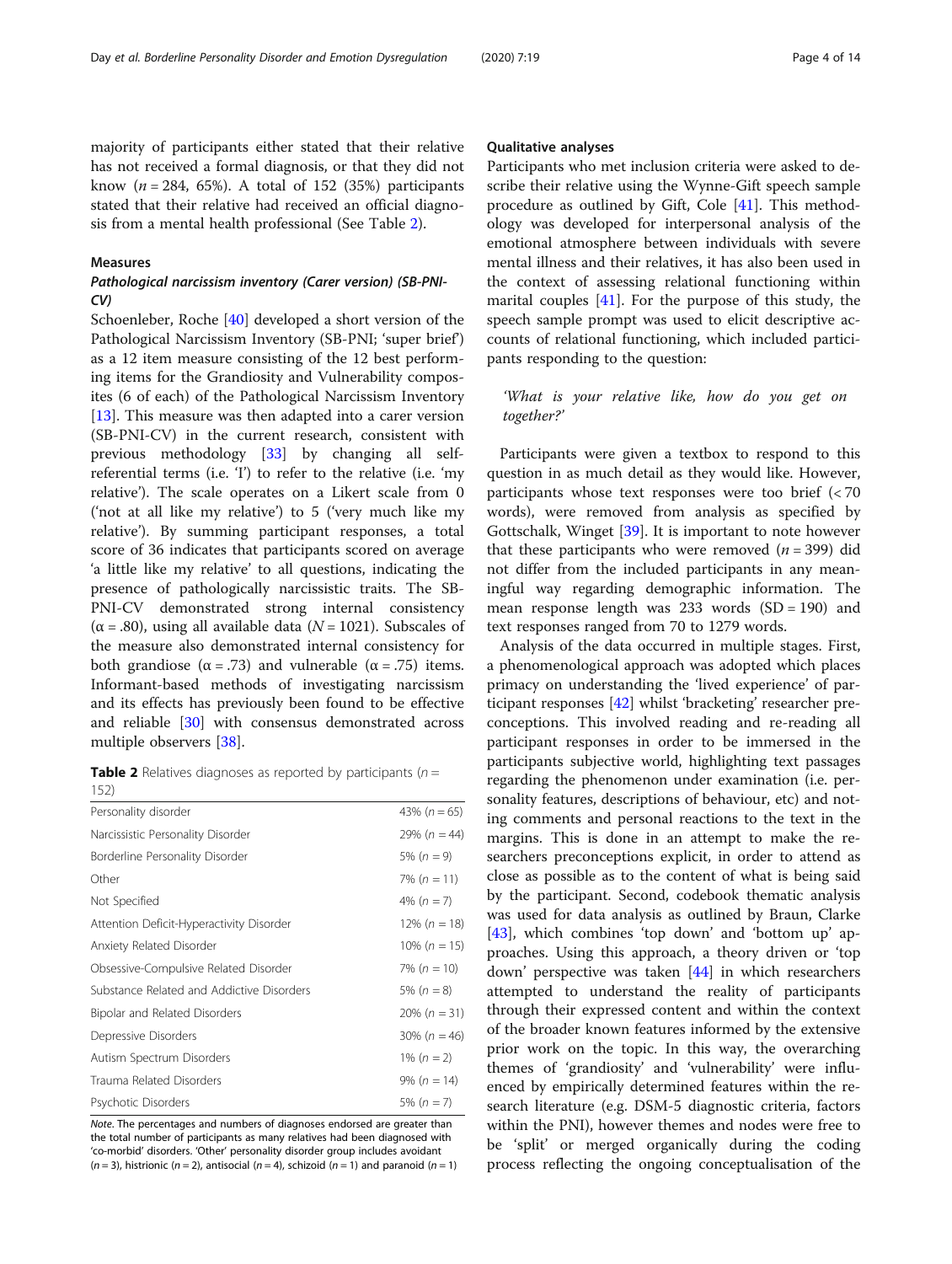majority of participants either stated that their relative has not received a formal diagnosis, or that they did not know ($n = 284$, 65%). A total of 152 (35%) participants stated that their relative had received an official diagnosis from a mental health professional (See Table 2).

### Measures

#### Pathological narcissism inventory (Carer version) (SB-PNI-CV)

Schoenleber, Roche [40] developed a short version of the Pathological Narcissism Inventory (SB-PNI; 'super brief') as a 12 item measure consisting of the 12 best performing items for the Grandiosity and Vulnerability composites (6 of each) of the Pathological Narcissism Inventory [13]. This measure was then adapted into a carer version (SB-PNI-CV) in the current research, consistent with previous methodology [33] by changing all self-referential terms (i.e. 'I') to refer to the relative (i.e. 'my relative'). The scale operates on a Likert scale from 0 ('not at all like my relative') to 5 ('very much like my relative'). By summing participant responses, a total score of 36 indicates that participants scored on average 'a little like my relative' to all questions, indicating the presence of pathologically narcissistic traits. The SB-PNI-CV demonstrated strong internal consistency ($\alpha = .80$), using all available data ($N = 1021$). Subscales of the measure also demonstrated internal consistency for both grandiose ($\alpha = .73$) and vulnerable ($\alpha = .75$) items. Informant-based methods of investigating narcissism and its effects has previously been found to be effective and reliable [30] with consensus demonstrated across multiple observers [38].

**Table 2** Relatives diagnoses as reported by participants ($n = 152$)

| | |
|---|---|
| Personality disorder | 43% ($n = 65$) |
| Narcissistic Personality Disorder | 29% ($n = 44$) |
| Borderline Personality Disorder | 5% ($n = 9$) |
| Other | 7% ($n = 11$) |
| Not Specified | 4% ($n = 7$) |
| Attention Deficit-Hyperactivity Disorder | 12% ($n = 18$) |
| Anxiety Related Disorder | 10% ($n = 15$) |
| Obsessive-Compulsive Related Disorder | 7% ($n = 10$) |
| Substance Related and Addictive Disorders | 5% ($n = 8$) |
| Bipolar and Related Disorders | 20% ($n = 31$) |
| Depressive Disorders | 30% ($n = 46$) |
| Autism Spectrum Disorders | 1% ($n = 2$) |
| Trauma Related Disorders | 9% ($n = 14$) |
| Psychotic Disorders | 5% ($n = 7$) |

*Note*. The percentages and numbers of diagnoses endorsed are greater than the total number of participants as many relatives had been diagnosed with 'co-morbid' disorders. 'Other' personality disorder group includes avoidant ($n = 3$), histrionic ($n = 2$), antisocial ($n = 4$), schizoid ($n = 1$) and paranoid ($n = 1$)

### Qualitative analyses

Participants who met inclusion criteria were asked to describe their relative using the Wynne-Gift speech sample procedure as outlined by Gift, Cole [41]. This methodology was developed for interpersonal analysis of the emotional atmosphere between individuals with severe mental illness and their relatives, it has also been used in the context of assessing relational functioning within marital couples [41]. For the purpose of this study, the speech sample prompt was used to elicit descriptive accounts of relational functioning, which included participants responding to the question:

> *'What is your relative like, how do you get on together?'*

Participants were given a textbox to respond to this question in as much detail as they would like. However, participants whose text responses were too brief (< 70 words), were removed from analysis as specified by Gottschalk, Winget [39]. It is important to note however that these participants who were removed ($n = 399$) did not differ from the included participants in any meaningful way regarding demographic information. The mean response length was 233 words ($SD = 190$) and text responses ranged from 70 to 1279 words.

Analysis of the data occurred in multiple stages. First, a phenomenological approach was adopted which places primacy on understanding the 'lived experience' of participant responses [42] whilst 'bracketing' researcher preconceptions. This involved reading and re-reading all participant responses in order to be immersed in the participants subjective world, highlighting text passages regarding the phenomenon under examination (i.e. personality features, descriptions of behaviour, etc) and noting comments and personal reactions to the text in the margins. This is done in an attempt to make the researchers preconceptions explicit, in order to attend as close as possible to the content of what is being said by the participant. Second, codebook thematic analysis was used for data analysis as outlined by Braun, Clarke [43], which combines 'top down' and 'bottom up' approaches. Using this approach, a theory driven or 'top down' perspective was taken [44] in which researchers attempted to understand the reality of participants through their expressed content and within the context of the broader known features informed by the extensive prior work on the topic. In this way, the overarching themes of 'grandiosity' and 'vulnerability' were influenced by empirically determined features within the research literature (e.g. DSM-5 diagnostic criteria, factors within the PNI), however themes and nodes were free to be 'split' or merged organically during the coding process reflecting the ongoing conceptualisation of the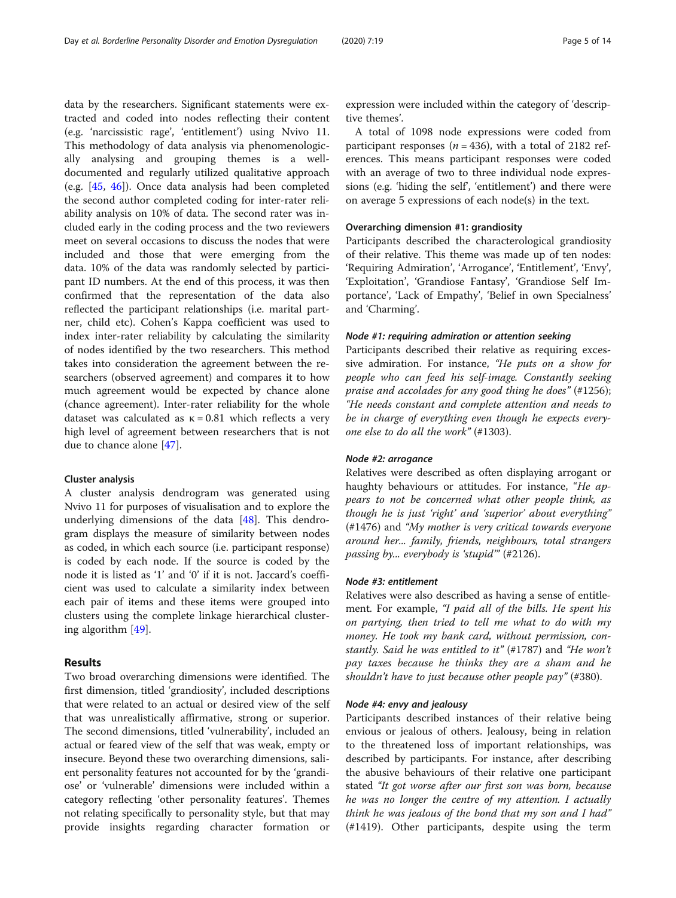data by the researchers. Significant statements were extracted and coded into nodes reflecting their content (e.g. 'narcissistic rage', 'entitlement') using Nvivo 11. This methodology of data analysis via phenomenologically analysing and grouping themes is a well-documented and regularly utilized qualitative approach (e.g. [45, 46]). Once data analysis had been completed the second author completed coding for inter-rater reliability analysis on 10% of data. The second rater was included early in the coding process and the two reviewers meet on several occasions to discuss the nodes that were included and those that were emerging from the data. 10% of the data was randomly selected by participant ID numbers. At the end of this process, it was then confirmed that the representation of the data also reflected the participant relationships (i.e. marital partner, child etc). Cohen's Kappa coefficient was used to index inter-rater reliability by calculating the similarity of nodes identified by the two researchers. This method takes into consideration the agreement between the researchers (observed agreement) and compares it to how much agreement would be expected by chance alone (chance agreement). Inter-rater reliability for the whole dataset was calculated as $\kappa = 0.81$ which reflects a very high level of agreement between researchers that is not due to chance alone [47].

#### Cluster analysis

A cluster analysis dendrogram was generated using Nvivo 11 for purposes of visualisation and to explore the underlying dimensions of the data [48]. This dendrogram displays the measure of similarity between nodes as coded, in which each source (i.e. participant response) is coded by each node. If the source is coded by the node it is listed as '1' and '0' if it is not. Jaccard's coefficient was used to calculate a similarity index between each pair of items and these items were grouped into clusters using the complete linkage hierarchical clustering algorithm [49].

## Results

Two broad overarching dimensions were identified. The first dimension, titled 'grandiosity', included descriptions that were related to an actual or desired view of the self that was unrealistically affirmative, strong or superior. The second dimensions, titled 'vulnerability', included an actual or feared view of the self that was weak, empty or insecure. Beyond these two overarching dimensions, salient personality features not accounted for by the 'grandiose' or 'vulnerable' dimensions were included within a category reflecting 'other personality features'. Themes not relating specifically to personality style, but that may provide insights regarding character formation or expression were included within the category of 'descriptive themes'.

A total of 1098 node expressions were coded from participant responses ($n = 436$), with a total of 2182 references. This means participant responses were coded with an average of two to three individual node expressions (e.g. 'hiding the self', 'entitlement') and there were on average 5 expressions of each node(s) in the text.

#### Overarching dimension #1: grandiosity

Participants described the characterological grandiosity of their relative. This theme was made up of ten nodes: 'Requiring Admiration', 'Arrogance', 'Entitlement', 'Envy', 'Exploitation', 'Grandiose Fantasy', 'Grandiose Self Importance', 'Lack of Empathy', 'Belief in own Specialness' and 'Charming'.

##### *Node #1: requiring admiration or attention seeking*

Participants described their relative as requiring excessive admiration. For instance, *"He puts on a show for people who can feed his self-image. Constantly seeking praise and accolades for any good thing he does"* (#1256); *"He needs constant and complete attention and needs to be in charge of everything even though he expects everyone else to do all the work"* (#1303).

##### *Node #2: arrogance*

Relatives were described as often displaying arrogant or haughty behaviours or attitudes. For instance, *"He appears to not be concerned what other people think, as though he is just 'right' and 'superior' about everything"* (#1476) and *"My mother is very critical towards everyone around her... family, friends, neighbours, total strangers passing by... everybody is 'stupid'"* (#2126).

##### *Node #3: entitlement*

Relatives were also described as having a sense of entitlement. For example, *"I paid all of the bills. He spent his on partying, then tried to tell me what to do with my money. He took my bank card, without permission, constantly. Said he was entitled to it"* (#1787) and *"He won't pay taxes because he thinks they are a sham and he shouldn't have to just because other people pay"* (#380).

##### *Node #4: envy and jealousy*

Participants described instances of their relative being envious or jealous of others. Jealousy, being in relation to the threatened loss of important relationships, was described by participants. For instance, after describing the abusive behaviours of their relative one participant stated *"It got worse after our first son was born, because he was no longer the centre of my attention. I actually think he was jealous of the bond that my son and I had"* (#1419). Other participants, despite using the term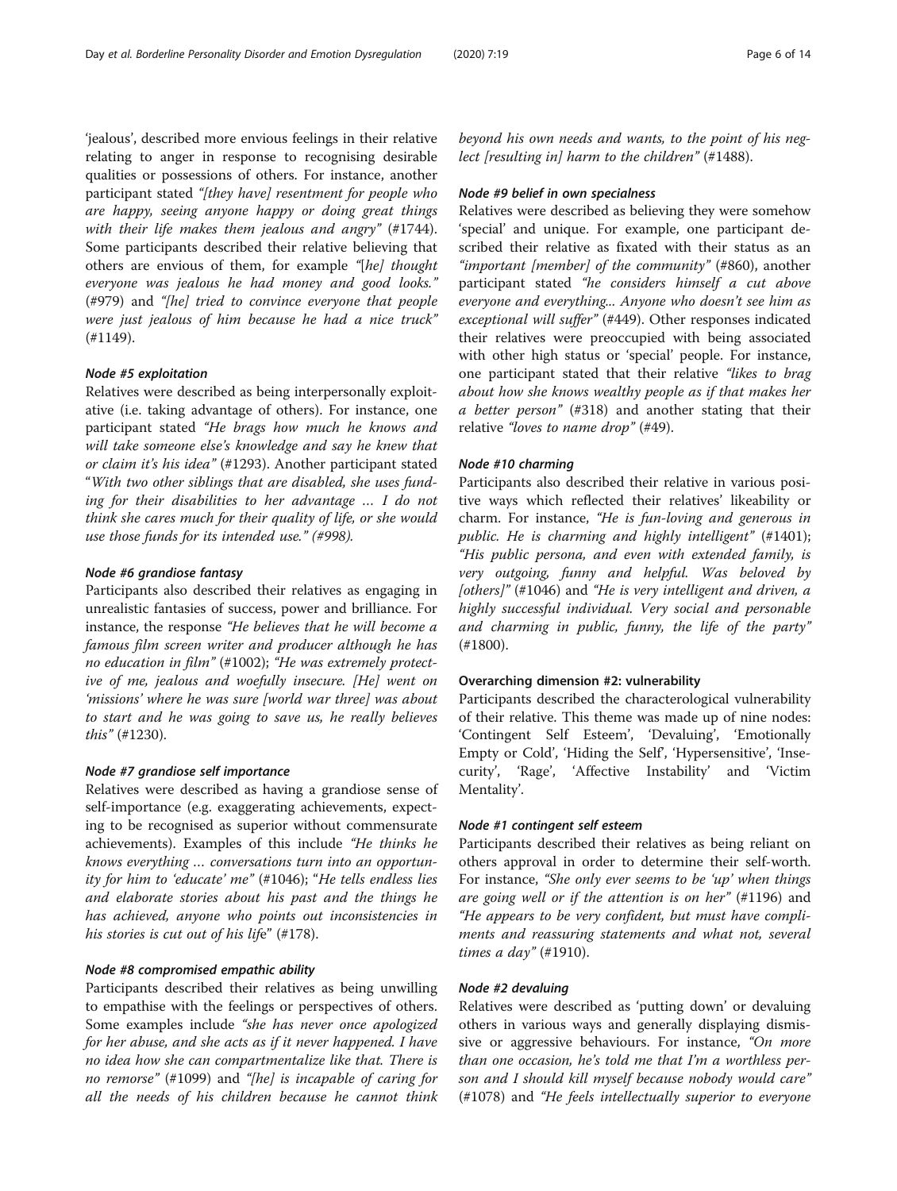'jealous', described more envious feelings in their relative relating to anger in response to recognising desirable qualities or possessions of others. For instance, another participant stated *"[they have] resentment for people who are happy, seeing anyone happy or doing great things with their life makes them jealous and angry"* (#1744). Some participants described their relative believing that others are envious of them, for example *"[he] thought everyone was jealous he had money and good looks."* (#979) and *"[he] tried to convince everyone that people were just jealous of him because he had a nice truck"* (#1149).

#### Node #5 exploitation

Relatives were described as being interpersonally exploitative (i.e. taking advantage of others). For instance, one participant stated *"He brags how much he knows and will take someone else's knowledge and say he knew that or claim it's his idea"* (#1293). Another participant stated "*With two other siblings that are disabled, she uses funding for their disabilities to her advantage … I do not think she cares much for their quality of life, or she would use those funds for its intended use." (#998).*

#### Node #6 grandiose fantasy

Participants also described their relatives as engaging in unrealistic fantasies of success, power and brilliance. For instance, the response *"He believes that he will become a famous film screen writer and producer although he has no education in film"* (#1002); *"He was extremely protective of me, jealous and woefully insecure. [He] went on 'missions' where he was sure [world war three] was about to start and he was going to save us, he really believes this"* (#1230).

#### Node #7 grandiose self importance

Relatives were described as having a grandiose sense of self-importance (e.g. exaggerating achievements, expecting to be recognised as superior without commensurate achievements). Examples of this include *"He thinks he knows everything … conversations turn into an opportunity for him to 'educate' me"* (#1046); "*He tells endless lies and elaborate stories about his past and the things he has achieved, anyone who points out inconsistencies in his stories is cut out of his lif*e" (#178).

#### Node #8 compromised empathic ability

Participants described their relatives as being unwilling to empathise with the feelings or perspectives of others. Some examples include *"she has never once apologized for her abuse, and she acts as if it never happened. I have no idea how she can compartmentalize like that. There is no remorse"* (#1099) and *"[he] is incapable of caring for all the needs of his children because he cannot think beyond his own needs and wants, to the point of his neglect [resulting in] harm to the children"* (#1488).

#### Node #9 belief in own specialness

Relatives were described as believing they were somehow 'special' and unique. For example, one participant described their relative as fixated with their status as an *"important [member] of the community"* (#860), another participant stated *"he considers himself a cut above everyone and everything... Anyone who doesn't see him as exceptional will suffer"* (#449). Other responses indicated their relatives were preoccupied with being associated with other high status or 'special' people. For instance, one participant stated that their relative *"likes to brag about how she knows wealthy people as if that makes her a better person"* (#318) and another stating that their relative *"loves to name drop"* (#49).

#### Node #10 charming

Participants also described their relative in various positive ways which reflected their relatives' likeability or charm. For instance, *"He is fun-loving and generous in public. He is charming and highly intelligent"* (#1401); *"His public persona, and even with extended family, is very outgoing, funny and helpful. Was beloved by [others]"* (#1046) and *"He is very intelligent and driven, a highly successful individual. Very social and personable and charming in public, funny, the life of the party"* (#1800).

### Overarching dimension #2: vulnerability

Participants described the characterological vulnerability of their relative. This theme was made up of nine nodes: 'Contingent Self Esteem', 'Devaluing', 'Emotionally Empty or Cold', 'Hiding the Self', 'Hypersensitive', 'Insecurity', 'Rage', 'Affective Instability' and 'Victim Mentality'.

#### Node #1 contingent self esteem

Participants described their relatives as being reliant on others approval in order to determine their self-worth. For instance, *"She only ever seems to be 'up' when things are going well or if the attention is on her"* (#1196) and *"He appears to be very confident, but must have compliments and reassuring statements and what not, several times a day"* (#1910).

#### Node #2 devaluing

Relatives were described as 'putting down' or devaluing others in various ways and generally displaying dismissive or aggressive behaviours. For instance, *"On more than one occasion, he's told me that I'm a worthless person and I should kill myself because nobody would care"* (#1078) and *"He feels intellectually superior to everyone*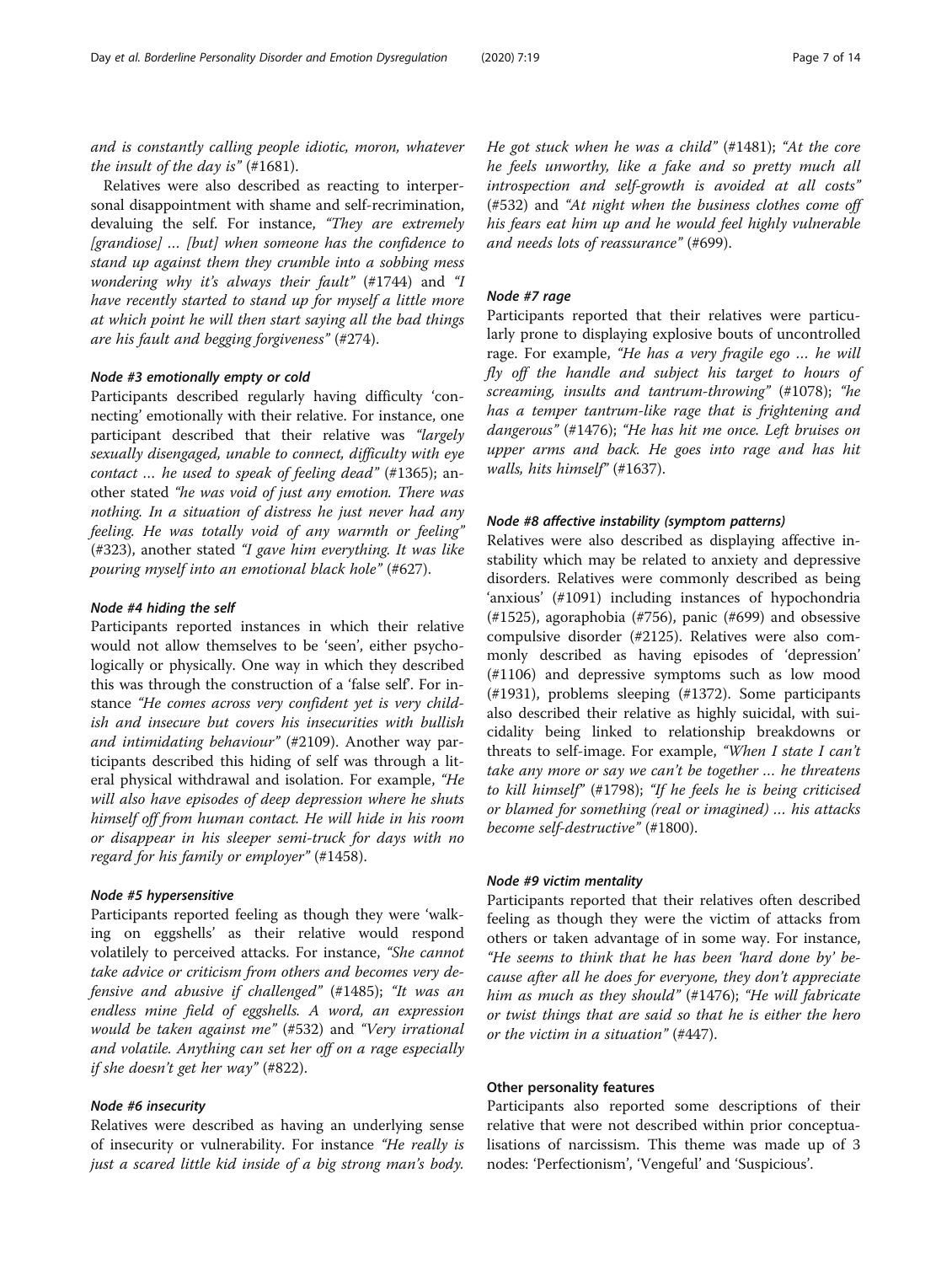*and is constantly calling people idiotic, moron, whatever the insult of the day is"* (#1681).

Relatives were also described as reacting to interpersonal disappointment with shame and self-recrimination, devaluing the self. For instance, *"They are extremely [grandiose] … [but] when someone has the confidence to stand up against them they crumble into a sobbing mess wondering why it's always their fault"* (#1744) and *"I have recently started to stand up for myself a little more at which point he will then start saying all the bad things are his fault and begging forgiveness"* (#274).

#### *Node #3 emotionally empty or cold*

Participants described regularly having difficulty 'connecting' emotionally with their relative. For instance, one participant described that their relative was *"largely sexually disengaged, unable to connect, difficulty with eye contact … he used to speak of feeling dead"* (#1365); another stated *"he was void of just any emotion. There was nothing. In a situation of distress he just never had any feeling. He was totally void of any warmth or feeling"* (#323), another stated *"I gave him everything. It was like pouring myself into an emotional black hole"* (#627).

#### *Node #4 hiding the self*

Participants reported instances in which their relative would not allow themselves to be 'seen', either psychologically or physically. One way in which they described this was through the construction of a 'false self'. For instance *"He comes across very confident yet is very childish and insecure but covers his insecurities with bullish and intimidating behaviour"* (#2109). Another way participants described this hiding of self was through a literal physical withdrawal and isolation. For example, *"He will also have episodes of deep depression where he shuts himself off from human contact. He will hide in his room or disappear in his sleeper semi-truck for days with no regard for his family or employer"* (#1458).

#### *Node #5 hypersensitive*

Participants reported feeling as though they were 'walking on eggshells' as their relative would respond volatilely to perceived attacks. For instance, *"She cannot take advice or criticism from others and becomes very defensive and abusive if challenged"* (#1485); *"It was an endless mine field of eggshells. A word, an expression would be taken against me"* (#532) and *"Very irrational and volatile. Anything can set her off on a rage especially if she doesn't get her way"* (#822).

#### *Node #6 insecurity*

Relatives were described as having an underlying sense of insecurity or vulnerability. For instance *"He really is just a scared little kid inside of a big strong man's body. He got stuck when he was a child"* (#1481); *"At the core he feels unworthy, like a fake and so pretty much all introspection and self-growth is avoided at all costs"* (#532) and *"At night when the business clothes come off his fears eat him up and he would feel highly vulnerable and needs lots of reassurance"* (#699).

#### *Node #7 rage*

Participants reported that their relatives were particularly prone to displaying explosive bouts of uncontrolled rage. For example, *"He has a very fragile ego … he will fly off the handle and subject his target to hours of screaming, insults and tantrum-throwing"* (#1078); *"he has a temper tantrum-like rage that is frightening and dangerous"* (#1476); *"He has hit me once. Left bruises on upper arms and back. He goes into rage and has hit walls, hits himself"* (#1637).

#### *Node #8 affective instability (symptom patterns)*

Relatives were also described as displaying affective instability which may be related to anxiety and depressive disorders. Relatives were commonly described as being 'anxious' (#1091) including instances of hypochondria (#1525), agoraphobia (#756), panic (#699) and obsessive compulsive disorder (#2125). Relatives were also commonly described as having episodes of 'depression' (#1106) and depressive symptoms such as low mood (#1931), problems sleeping (#1372). Some participants also described their relative as highly suicidal, with suicidality being linked to relationship breakdowns or threats to self-image. For example, *"When I state I can't take any more or say we can't be together … he threatens to kill himself"* (#1798); *"If he feels he is being criticised or blamed for something (real or imagined) … his attacks become self-destructive"* (#1800).

#### *Node #9 victim mentality*

Participants reported that their relatives often described feeling as though they were the victim of attacks from others or taken advantage of in some way. For instance, *"He seems to think that he has been 'hard done by' because after all he does for everyone, they don't appreciate him as much as they should"* (#1476); *"He will fabricate or twist things that are said so that he is either the hero or the victim in a situation"* (#447).

### Other personality features

Participants also reported some descriptions of their relative that were not described within prior conceptualisations of narcissism. This theme was made up of 3 nodes: 'Perfectionism', 'Vengeful' and 'Suspicious'.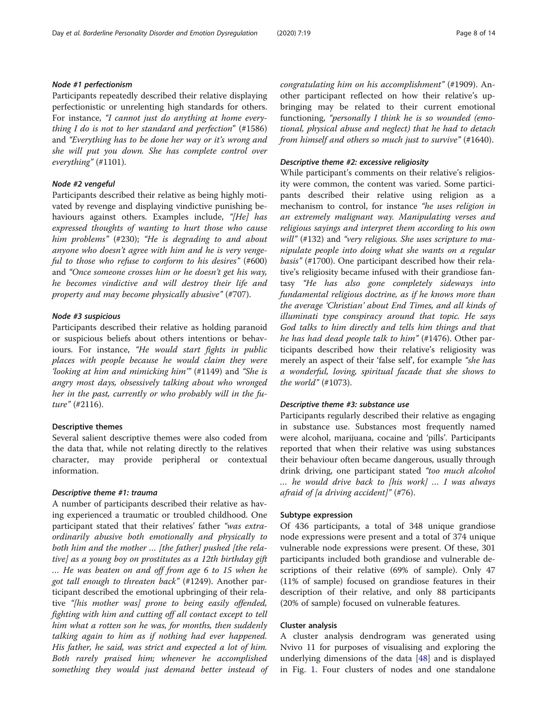#### *Node #1 perfectionism*

Participants repeatedly described their relative displaying perfectionistic or unrelenting high standards for others. For instance, *"I cannot just do anything at home everything I do is not to her standard and perfection"* (#1586) and *"Everything has to be done her way or it's wrong and she will put you down. She has complete control over everything"* (#1101).

#### *Node #2 vengeful*

Participants described their relative as being highly motivated by revenge and displaying vindictive punishing behaviours against others. Examples include, *"[He] has expressed thoughts of wanting to hurt those who cause him problems"* (#230); *"He is degrading to and about anyone who doesn't agree with him and he is very vengeful to those who refuse to conform to his desires"* (#600) and *"Once someone crosses him or he doesn't get his way, he becomes vindictive and will destroy their life and property and may become physically abusive"* (#707).

#### *Node #3 suspicious*

Participants described their relative as holding paranoid or suspicious beliefs about others intentions or behaviours. For instance, *"He would start fights in public places with people because he would claim they were 'looking at him and mimicking him'"* (#1149) and *"She is angry most days, obsessively talking about who wronged her in the past, currently or who probably will in the future"* (#2116).

### Descriptive themes

Several salient descriptive themes were also coded from the data that, while not relating directly to the relatives character, may provide peripheral or contextual information.

#### *Descriptive theme #1: trauma*

A number of participants described their relative as having experienced a traumatic or troubled childhood. One participant stated that their relatives' father *"was extraordinarily abusive both emotionally and physically to both him and the mother … [the father] pushed [the relative] as a young boy on prostitutes as a 12th birthday gift … He was beaten on and off from age 6 to 15 when he got tall enough to threaten back"* (#1249). Another participant described the emotional upbringing of their relative *"[his mother was] prone to being easily offended, fighting with him and cutting off all contact except to tell him what a rotten son he was, for months, then suddenly talking again to him as if nothing had ever happened. His father, he said, was strict and expected a lot of him. Both rarely praised him; whenever he accomplished something they would just demand better instead of congratulating him on his accomplishment"* (#1909). Another participant reflected on how their relative's upbringing may be related to their current emotional functioning, *"personally I think he is so wounded (emotional, physical abuse and neglect) that he had to detach from himself and others so much just to survive"* (#1640).

#### *Descriptive theme #2: excessive religiosity*

While participant's comments on their relative's religiosity were common, the content was varied. Some participants described their relative using religion as a mechanism to control, for instance *"he uses religion in an extremely malignant way. Manipulating verses and religious sayings and interpret them according to his own will"* (#132) and *"very religious. She uses scripture to manipulate people into doing what she wants on a regular basis"* (#1700). One participant described how their relative's religiosity became infused with their grandiose fantasy *"He has also gone completely sideways into fundamental religious doctrine, as if he knows more than the average 'Christian' about End Times, and all kinds of illuminati type conspiracy around that topic. He says God talks to him directly and tells him things and that he has had dead people talk to him"* (#1476). Other participants described how their relative's religiosity was merely an aspect of their 'false self', for example *"she has a wonderful, loving, spiritual facade that she shows to the world"* (#1073).

#### *Descriptive theme #3: substance use*

Participants regularly described their relative as engaging in substance use. Substances most frequently named were alcohol, marijuana, cocaine and 'pills'. Participants reported that when their relative was using substances their behaviour often became dangerous, usually through drink driving, one participant stated *"too much alcohol … he would drive back to [his work] … I was always afraid of [a driving accident]"* (#76).

### Subtype expression

Of 436 participants, a total of 348 unique grandiose node expressions were present and a total of 374 unique vulnerable node expressions were present. Of these, 301 participants included both grandiose and vulnerable descriptions of their relative (69% of sample). Only 47 (11% of sample) focused on grandiose features in their description of their relative, and only 88 participants (20% of sample) focused on vulnerable features.

### Cluster analysis

A cluster analysis dendrogram was generated using Nvivo 11 for purposes of visualising and exploring the underlying dimensions of the data [48] and is displayed in Fig. 1. Four clusters of nodes and one standalone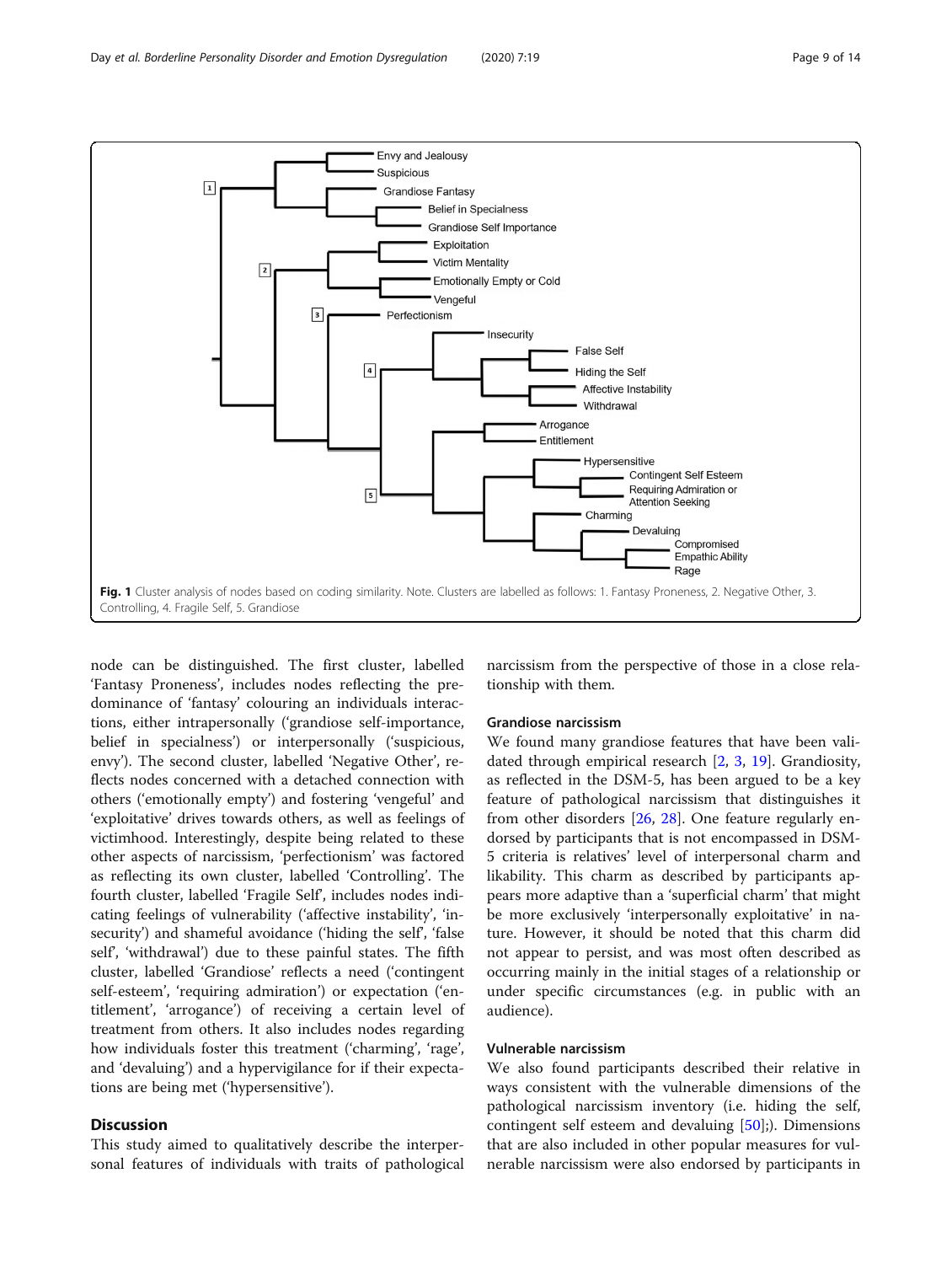Fig. 1 Cluster analysis of nodes based on coding similarity. Note. Clusters are labelled as follows: 1. Fantasy Proneness, 2. Negative Other, 3. Controlling, 4. Fragile Self, 5. Grandiose

node can be distinguished. The first cluster, labelled 'Fantasy Proneness', includes nodes reflecting the predominance of 'fantasy' colouring an individuals interactions, either intrapersonally ('grandiose self-importance, belief in specialness') or interpersonally ('suspicious, envy'). The second cluster, labelled 'Negative Other', reflects nodes concerned with a detached connection with others ('emotionally empty') and fostering 'vengeful' and 'exploitative' drives towards others, as well as feelings of victimhood. Interestingly, despite being related to these other aspects of narcissism, 'perfectionism' was factored as reflecting its own cluster, labelled 'Controlling'. The fourth cluster, labelled 'Fragile Self', includes nodes indicating feelings of vulnerability ('affective instability', 'insecurity') and shameful avoidance ('hiding the self', 'false self', 'withdrawal') due to these painful states. The fifth cluster, labelled 'Grandiose' reflects a need ('contingent self-esteem', 'requiring admiration') or expectation ('entitlement', 'arrogance') of receiving a certain level of treatment from others. It also includes nodes regarding how individuals foster this treatment ('charming', 'rage', and 'devaluing') and a hypervigilance for if their expectations are being met ('hypersensitive').

## Discussion

This study aimed to qualitatively describe the interpersonal features of individuals with traits of pathological narcissism from the perspective of those in a close relationship with them.

### Grandiose narcissism

We found many grandiose features that have been validated through empirical research [2, 3, 19]. Grandiosity, as reflected in the DSM-5, has been argued to be a key feature of pathological narcissism that distinguishes it from other disorders [26, 28]. One feature regularly endorsed by participants that is not encompassed in DSM-5 criteria is relatives' level of interpersonal charm and likability. This charm as described by participants appears more adaptive than a 'superficial charm' that might be more exclusively 'interpersonally exploitative' in nature. However, it should be noted that this charm did not appear to persist, and was most often described as occurring mainly in the initial stages of a relationship or under specific circumstances (e.g. in public with an audience).

### Vulnerable narcissism

We also found participants described their relative in ways consistent with the vulnerable dimensions of the pathological narcissism inventory (i.e. hiding the self, contingent self esteem and devaluing [50];). Dimensions that are also included in other popular measures for vulnerable narcissism were also endorsed by participants in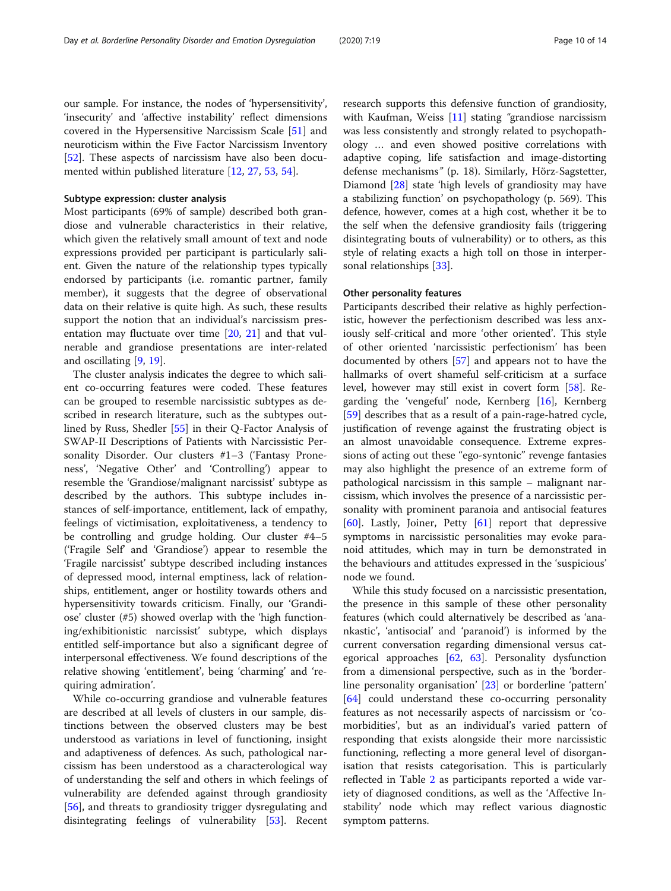our sample. For instance, the nodes of 'hypersensitivity', 'insecurity' and 'affective instability' reflect dimensions covered in the Hypersensitive Narcissism Scale [51] and neuroticism within the Five Factor Narcissism Inventory [52]. These aspects of narcissism have also been documented within published literature [12, 27, 53, 54].

#### Subtype expression: cluster analysis

Most participants (69% of sample) described both grandiose and vulnerable characteristics in their relative, which given the relatively small amount of text and node expressions provided per participant is particularly salient. Given the nature of the relationship types typically endorsed by participants (i.e. romantic partner, family member), it suggests that the degree of observational data on their relative is quite high. As such, these results support the notion that an individual's narcissism presentation may fluctuate over time [20, 21] and that vulnerable and grandiose presentations are inter-related and oscillating [9, 19].

The cluster analysis indicates the degree to which salient co-occurring features were coded. These features can be grouped to resemble narcissistic subtypes as described in research literature, such as the subtypes outlined by Russ, Shedler [55] in their Q-Factor Analysis of SWAP-II Descriptions of Patients with Narcissistic Personality Disorder. Our clusters #1–3 ('Fantasy Proneness', 'Negative Other' and 'Controlling') appear to resemble the 'Grandiose/malignant narcissist' subtype as described by the authors. This subtype includes instances of self-importance, entitlement, lack of empathy, feelings of victimisation, exploitativeness, a tendency to be controlling and grudge holding. Our cluster #4–5 ('Fragile Self' and 'Grandiose') appear to resemble the 'Fragile narcissist' subtype described including instances of depressed mood, internal emptiness, lack of relationships, entitlement, anger or hostility towards others and hypersensitivity towards criticism. Finally, our 'Grandiose' cluster (#5) showed overlap with the 'high functioning/exhibitionistic narcissist' subtype, which displays entitled self-importance but also a significant degree of interpersonal effectiveness. We found descriptions of the relative showing 'entitlement', being 'charming' and 'requiring admiration'.

While co-occurring grandiose and vulnerable features are described at all levels of clusters in our sample, distinctions between the observed clusters may be best understood as variations in level of functioning, insight and adaptiveness of defences. As such, pathological narcissism has been understood as a characterological way of understanding the self and others in which feelings of vulnerability are defended against through grandiosity [56], and threats to grandiosity trigger dysregulating and disintegrating feelings of vulnerability [53]. Recent research supports this defensive function of grandiosity, with Kaufman, Weiss [11] stating *"grandiose narcissism was less consistently and strongly related to psychopathology … and even showed positive correlations with adaptive coping, life satisfaction and image-distorting defense mechanisms"* (p. 18). Similarly, Hörz-Sagstetter, Diamond [28] state 'high levels of grandiosity may have a stabilizing function' on psychopathology (p. 569). This defence, however, comes at a high cost, whether it be to the self when the defensive grandiosity fails (triggering disintegrating bouts of vulnerability) or to others, as this style of relating exacts a high toll on those in interpersonal relationships [33].

#### Other personality features

Participants described their relative as highly perfectionistic, however the perfectionism described was less anxiously self-critical and more 'other oriented'. This style of other oriented 'narcissistic perfectionism' has been documented by others [57] and appears not to have the hallmarks of overt shameful self-criticism at a surface level, however may still exist in covert form [58]. Regarding the 'vengeful' node, Kernberg [16], Kernberg [59] describes that as a result of a pain-rage-hatred cycle, justification of revenge against the frustrating object is an almost unavoidable consequence. Extreme expressions of acting out these "ego-syntonic" revenge fantasies may also highlight the presence of an extreme form of pathological narcissism in this sample – malignant narcissism, which involves the presence of a narcissistic personality with prominent paranoia and antisocial features [60]. Lastly, Joiner, Petty [61] report that depressive symptoms in narcissistic personalities may evoke paranoid attitudes, which may in turn be demonstrated in the behaviours and attitudes expressed in the 'suspicious' node we found.

While this study focused on a narcissistic presentation, the presence in this sample of these other personality features (which could alternatively be described as 'anankastic', 'antisocial' and 'paranoid') is informed by the current conversation regarding dimensional versus categorical approaches [62, 63]. Personality dysfunction from a dimensional perspective, such as in the 'borderline personality organisation' [23] or borderline 'pattern' [64] could understand these co-occurring personality features as not necessarily aspects of narcissism or 'comorbidities', but as an individual's varied pattern of responding that exists alongside their more narcissistic functioning, reflecting a more general level of disorganisation that resists categorisation. This is particularly reflected in Table 2 as participants reported a wide variety of diagnosed conditions, as well as the 'Affective Instability' node which may reflect various diagnostic symptom patterns.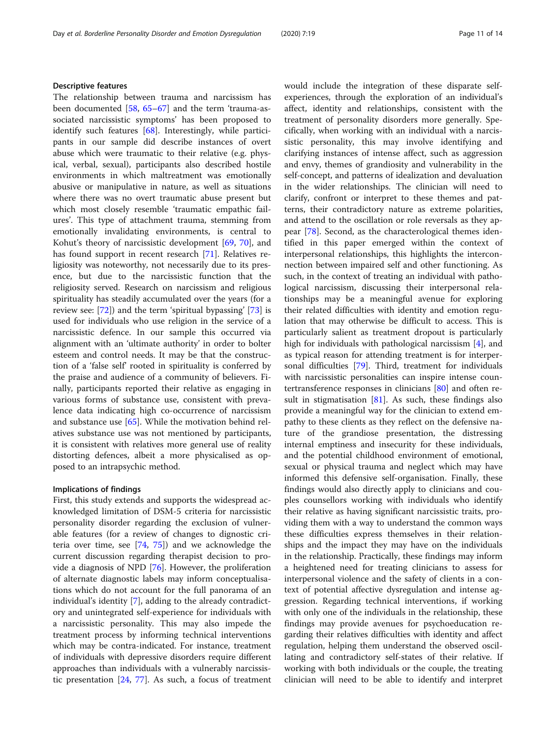#### Descriptive features

The relationship between trauma and narcissism has been documented [58, 65–67] and the term 'trauma-associated narcissistic symptoms' has been proposed to identify such features [68]. Interestingly, while participants in our sample did describe instances of overt abuse which were traumatic to their relative (e.g. physical, verbal, sexual), participants also described hostile environments in which maltreatment was emotionally abusive or manipulative in nature, as well as situations where there was no overt traumatic abuse present but which most closely resemble 'traumatic empathic failures'. This type of attachment trauma, stemming from emotionally invalidating environments, is central to Kohut's theory of narcissistic development [69, 70], and has found support in recent research [71]. Relatives religiosity was noteworthy, not necessarily due to its presence, but due to the narcissistic function that the religiosity served. Research on narcissism and religious spirituality has steadily accumulated over the years (for a review see: [72]) and the term 'spiritual bypassing' [73] is used for individuals who use religion in the service of a narcissistic defence. In our sample this occurred via alignment with an 'ultimate authority' in order to bolter esteem and control needs. It may be that the construction of a 'false self' rooted in spirituality is conferred by the praise and audience of a community of believers. Finally, participants reported their relative as engaging in various forms of substance use, consistent with prevalence data indicating high co-occurrence of narcissism and substance use [65]. While the motivation behind relatives substance use was not mentioned by participants, it is consistent with relatives more general use of reality distorting defences, albeit a more physicalised as opposed to an intrapsychic method.

#### Implications of findings

First, this study extends and supports the widespread acknowledged limitation of DSM-5 criteria for narcissistic personality disorder regarding the exclusion of vulnerable features (for a review of changes to dignostic criteria over time, see [74, 75]) and we acknowledge the current discussion regarding therapist decision to provide a diagnosis of NPD [76]. However, the proliferation of alternate diagnostic labels may inform conceptualisations which do not account for the full panorama of an individual's identity [7], adding to the already contradictory and unintegrated self-experience for individuals with a narcissistic personality. This may also impede the treatment process by informing technical interventions which may be contra-indicated. For instance, treatment of individuals with depressive disorders require different approaches than individuals with a vulnerably narcissistic presentation [24, 77]. As such, a focus of treatment would include the integration of these disparate self-experiences, through the exploration of an individual's affect, identity and relationships, consistent with the treatment of personality disorders more generally. Specifically, when working with an individual with a narcissistic personality, this may involve identifying and clarifying instances of intense affect, such as aggression and envy, themes of grandiosity and vulnerability in the self-concept, and patterns of idealization and devaluation in the wider relationships. The clinician will need to clarify, confront or interpret to these themes and patterns, their contradictory nature as extreme polarities, and attend to the oscillation or role reversals as they appear [78]. Second, as the characterological themes identified in this paper emerged within the context of interpersonal relationships, this highlights the interconnection between impaired self and other functioning. As such, in the context of treating an individual with pathological narcissism, discussing their interpersonal relationships may be a meaningful avenue for exploring their related difficulties with identity and emotion regulation that may otherwise be difficult to access. This is particularly salient as treatment dropout is particularly high for individuals with pathological narcissism [4], and as typical reason for attending treatment is for interpersonal difficulties [79]. Third, treatment for individuals with narcissistic personalities can inspire intense countertransference responses in clinicians [80] and often result in stigmatisation [81]. As such, these findings also provide a meaningful way for the clinician to extend empathy to these clients as they reflect on the defensive nature of the grandiose presentation, the distressing internal emptiness and insecurity for these individuals, and the potential childhood environment of emotional, sexual or physical trauma and neglect which may have informed this defensive self-organisation. Finally, these findings would also directly apply to clinicians and couples counsellors working with individuals who identify their relative as having significant narcissistic traits, providing them with a way to understand the common ways these difficulties express themselves in their relationships and the impact they may have on the individuals in the relationship. Practically, these findings may inform a heightened need for treating clinicians to assess for interpersonal violence and the safety of clients in a context of potential affective dysregulation and intense aggression. Regarding technical interventions, if working with only one of the individuals in the relationship, these findings may provide avenues for psychoeducation regarding their relatives difficulties with identity and affect regulation, helping them understand the observed oscillating and contradictory self-states of their relative. If working with both individuals or the couple, the treating clinician will need to be able to identify and interpret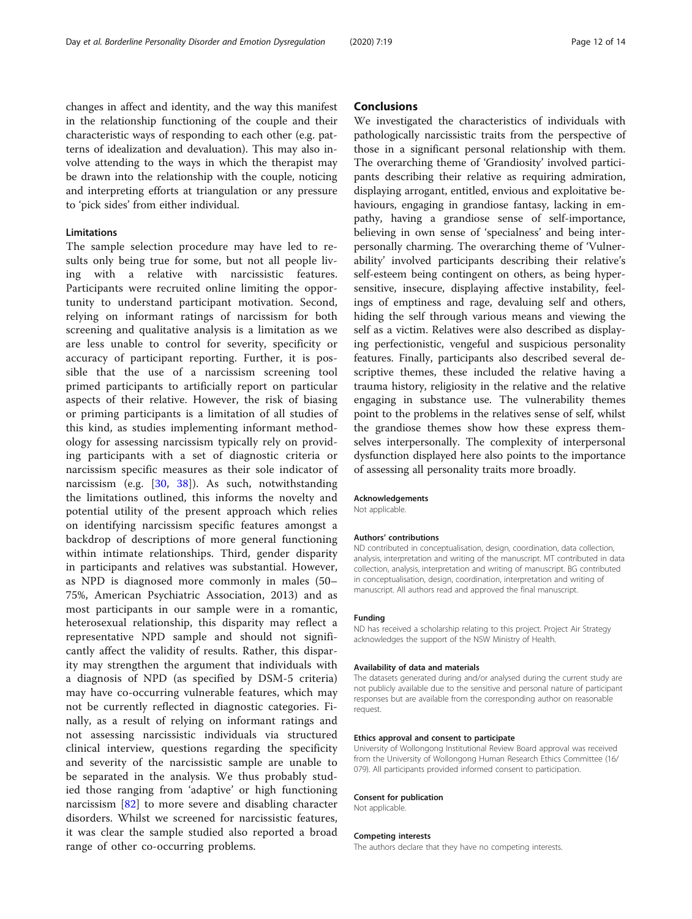changes in affect and identity, and the way this manifest in the relationship functioning of the couple and their characteristic ways of responding to each other (e.g. patterns of idealization and devaluation). This may also involve attending to the ways in which the therapist may be drawn into the relationship with the couple, noticing and interpreting efforts at triangulation or any pressure to 'pick sides' from either individual.

### Limitations

The sample selection procedure may have led to results only being true for some, but not all people living with a relative with narcissistic features. Participants were recruited online limiting the opportunity to understand participant motivation. Second, relying on informant ratings of narcissism for both screening and qualitative analysis is a limitation as we are less unable to control for severity, specificity or accuracy of participant reporting. Further, it is possible that the use of a narcissism screening tool primed participants to artificially report on particular aspects of their relative. However, the risk of biasing or priming participants is a limitation of all studies of this kind, as studies implementing informant methodology for assessing narcissism typically rely on providing participants with a set of diagnostic criteria or narcissism specific measures as their sole indicator of narcissism (e.g. [30, 38]). As such, notwithstanding the limitations outlined, this informs the novelty and potential utility of the present approach which relies on identifying narcissism specific features amongst a backdrop of descriptions of more general functioning within intimate relationships. Third, gender disparity in participants and relatives was substantial. However, as NPD is diagnosed more commonly in males (50–75%, American Psychiatric Association, 2013) and as most participants in our sample were in a romantic, heterosexual relationship, this disparity may reflect a representative NPD sample and should not significantly affect the validity of results. Rather, this disparity may strengthen the argument that individuals with a diagnosis of NPD (as specified by DSM-5 criteria) may have co-occurring vulnerable features, which may not be currently reflected in diagnostic categories. Finally, as a result of relying on informant ratings and not assessing narcissistic individuals via structured clinical interview, questions regarding the specificity and severity of the narcissistic sample are unable to be separated in the analysis. We thus probably studied those ranging from 'adaptive' or high functioning narcissism [82] to more severe and disabling character disorders. Whilst we screened for narcissistic features, it was clear the sample studied also reported a broad range of other co-occurring problems.

## Conclusions

We investigated the characteristics of individuals with pathologically narcissistic traits from the perspective of those in a significant personal relationship with them. The overarching theme of 'Grandiosity' involved participants describing their relative as requiring admiration, displaying arrogant, entitled, envious and exploitative behaviours, engaging in grandiose fantasy, lacking in empathy, having a grandiose sense of self-importance, believing in own sense of 'specialness' and being interpersonally charming. The overarching theme of 'Vulnerability' involved participants describing their relative's self-esteem being contingent on others, as being hypersensitive, insecure, displaying affective instability, feelings of emptiness and rage, devaluing self and others, hiding the self through various means and viewing the self as a victim. Relatives were also described as displaying perfectionistic, vengeful and suspicious personality features. Finally, participants also described several descriptive themes, these included the relative having a trauma history, religiosity in the relative and the relative engaging in substance use. The vulnerability themes point to the problems in the relatives sense of self, whilst the grandiose themes show how these express themselves interpersonally. The complexity of interpersonal dysfunction displayed here also points to the importance of assessing all personality traits more broadly.

#### Acknowledgements

Not applicable.

#### Authors' contributions

ND contributed in conceptualisation, design, coordination, data collection, analysis, interpretation and writing of the manuscript. MT contributed in data collection, analysis, interpretation and writing of manuscript. BG contributed in conceptualisation, design, coordination, interpretation and writing of manuscript. All authors read and approved the final manuscript.

#### Funding

ND has received a scholarship relating to this project. Project Air Strategy acknowledges the support of the NSW Ministry of Health.

#### Availability of data and materials

The datasets generated during and/or analysed during the current study are not publicly available due to the sensitive and personal nature of participant responses but are available from the corresponding author on reasonable request.

#### Ethics approval and consent to participate

University of Wollongong Institutional Review Board approval was received from the University of Wollongong Human Research Ethics Committee (16/079). All participants provided informed consent to participation.

#### Consent for publication

Not applicable.

#### Competing interests

The authors declare that they have no competing interests.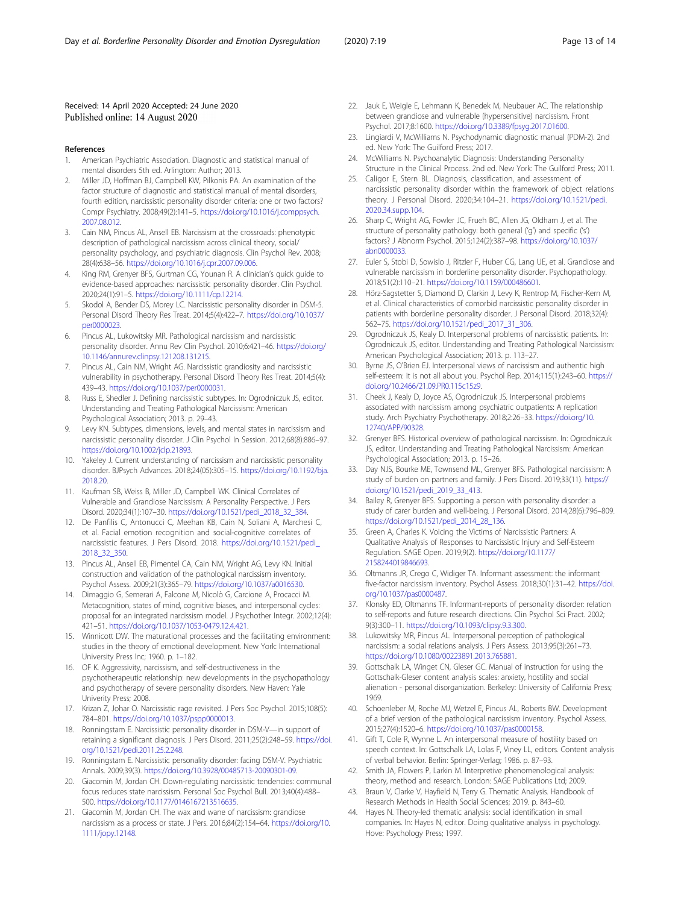Received: 14 April 2020 Accepted: 24 June 2020
Published online: 14 August 2020

## References

1. American Psychiatric Association. Diagnostic and statistical manual of mental disorders 5th ed. Arlington: Author; 2013.
2. Miller JD, Hoffman BJ, Campbell KW, Pilkonis PA. An examination of the factor structure of diagnostic and statistical manual of mental disorders, fourth edition, narcissistic personality disorder criteria: one or two factors? Compr Psychiatry. 2008;49(2):141–5. https://doi.org/10.1016/j.comppsych.2007.08.012.
3. Cain NM, Pincus AL, Ansell EB. Narcissism at the crossroads: phenotypic description of pathological narcissism across clinical theory, social/personality psychology, and psychiatric diagnosis. Clin Psychol Rev. 2008;28(4):638–56. https://doi.org/10.1016/j.cpr.2007.09.006.
4. King RM, Grenyer BFS, Gurtman CG, Younan R. A clinician's quick guide to evidence-based approaches: narcissistic personality disorder. Clin Psychol. 2020;24(1):91–5. https://doi.org/10.1111/cp.12214.
5. Skodol A, Bender DS, Morey LC. Narcissistic personality disorder in DSM-5. Personal Disord Theory Res Treat. 2014;5(4):422–7. https://doi.org/10.1037/per0000023.
6. Pincus AL, Lukowitsky MR. Pathological narcissism and narcissistic personality disorder. Annu Rev Clin Psychol. 2010;6:421–46. https://doi.org/10.1146/annurev.clinpsy.121208.131215.
7. Pincus AL, Cain NM, Wright AG. Narcissistic grandiosity and narcissistic vulnerability in psychotherapy. Personal Disord Theory Res Treat. 2014;5(4):439–43. https://doi.org/10.1037/per0000031.
8. Russ E, Shedler J. Defining narcissistic subtypes. In: Ogrodniczuk JS, editor. Understanding and Treating Pathological Narcissism: American Psychological Association; 2013. p. 29–43.
9. Levy KN. Subtypes, dimensions, levels, and mental states in narcissism and narcissistic personality disorder. J Clin Psychol In Session. 2012;68(8):886–97. https://doi.org/10.1002/jclp.21893.
10. Yakeley J. Current understanding of narcissism and narcissistic personality disorder. BJPsych Advances. 2018;24(05):305–15. https://doi.org/10.1192/bja.2018.20.
11. Kaufman SB, Weiss B, Miller JD, Campbell WK. Clinical Correlates of Vulnerable and Grandiose Narcissism: A Personality Perspective. J Pers Disord. 2020;34(1):107–30. https://doi.org/10.1521/pedi_2018_32_384.
12. De Panfilis C, Antonucci C, Meehan KB, Cain N, Soliani A, Marchesi C, et al. Facial emotion recognition and social-cognitive correlates of narcissistic features. J Pers Disord. 2018. https://doi.org/10.1521/pedi_2018_32_350.
13. Pincus AL, Ansell EB, Pimentel CA, Cain NM, Wright AG, Levy KN. Initial construction and validation of the pathological narcissism inventory. Psychol Assess. 2009;21(3):365–79. https://doi.org/10.1037/a0016530.
14. Dimaggio G, Semerari A, Falcone M, Nicolò G, Carcione A, Procacci M. Metacognition, states of mind, cognitive biases, and interpersonal cycles: proposal for an integrated narcissism model. J Psychother Integr. 2002;12(4):421–51. https://doi.org/10.1037/1053-0479.12.4.421.
15. Winnicott DW. The maturational processes and the facilitating environment: studies in the theory of emotional development. New York: International University Press Inc; 1960. p. 1–182.
16. OF K. Aggressivity, narcissism, and self-destructiveness in the psychotherapeutic relationship: new developments in the psychopathology and psychotherapy of severe personality disorders. New Haven: Yale Univerity Press; 2008.
17. Krizan Z, Johar O. Narcissistic rage revisited. J Pers Soc Psychol. 2015;108(5):784–801. https://doi.org/10.1037/pspp0000013.
18. Ronningstam E. Narcissistic personality disorder in DSM-V—in support of retaining a significant diagnosis. J Pers Disord. 2011;25(2):248–59. https://doi.org/10.1521/pedi.2011.25.2.248.
19. Ronningstam E. Narcissistic personality disorder: facing DSM-V. Psychiatric Annals. 2009;39(3). https://doi.org/10.3928/00485713-20090301-09.
20. Giacomin M, Jordan CH. Down-regulating narcissistic tendencies: communal focus reduces state narcissism. Personal Soc Psychol Bull. 2013;40(4):488–500. https://doi.org/10.1177/0146167213516635.
21. Giacomin M, Jordan CH. The wax and wane of narcissism: grandiose narcissism as a process or state. J Pers. 2016;84(2):154–64. https://doi.org/10.1111/jopy.12148.
22. Jauk E, Weigle E, Lehmann K, Benedek M, Neubauer AC. The relationship between grandiose and vulnerable (hypersensitive) narcissism. Front Psychol. 2017;8:1600. https://doi.org/10.3389/fpsyg.2017.01600.
23. Lingiardi V, McWilliams N. Psychodynamic diagnostic manual (PDM-2). 2nd ed. New York: The Guilford Press; 2017.
24. McWilliams N. Psychoanalytic Diagnosis: Understanding Personality Structure in the Clinical Process. 2nd ed. New York: The Guilford Press; 2011.
25. Caligor E, Stern BL. Diagnosis, classification, and assessment of narcissistic personality disorder within the framework of object relations theory. J Personal Disord. 2020;34:104–21. https://doi.org/10.1521/pedi.2020.34.supp.104.
26. Sharp C, Wright AG, Fowler JC, Frueh BC, Allen JG, Oldham J, et al. The structure of personality pathology: both general ('g') and specific ('s') factors? J Abnorm Psychol. 2015;124(2):387–98. https://doi.org/10.1037/abn0000033.
27. Euler S, Stobi D, Sowislo J, Ritzler F, Huber CG, Lang UE, et al. Grandiose and vulnerable narcissism in borderline personality disorder. Psychopathology. 2018;51(2):110–21. https://doi.org/10.1159/000486601.
28. Hörz-Sagstetter S, Diamond D, Clarkin J, Levy K, Rentrop M, Fischer-Kern M, et al. Clinical characteristics of comorbid narcissistic personality disorder in patients with borderline personality disorder. J Personal Disord. 2018;32(4):562–75. https://doi.org/10.1521/pedi_2017_31_306.
29. Ogrodniczuk JS, Kealy D. Interpersonal problems of narcissistic patients. In: Ogrodniczuk JS, editor. Understanding and Treating Pathological Narcissism: American Psychological Association; 2013. p. 113–27.
30. Byrne JS, O'Brien EJ. Interpersonal views of narcissism and authentic high self-esteem: it is not all about you. Psychol Rep. 2014;115(1):243–60. https://doi.org/10.2466/21.09.PR0.115c15z9.
31. Cheek J, Kealy D, Joyce AS, Ogrodniczuk JS. Interpersonal problems associated with narcissism among psychiatric outpatients: A replication study. Arch Psychiatry Psychotherapy. 2018;2:26–33. https://doi.org/10.12740/APP/90328.
32. Grenyer BFS. Historical overview of pathological narcissism. In: Ogrodniczuk JS, editor. Understanding and Treating Pathological Narcissism: American Psychological Association; 2013. p. 15–26.
33. Day NJS, Bourke ME, Townsend ML, Grenyer BFS. Pathological narcissism: A study of burden on partners and family. J Pers Disord. 2019;33(11). https://doi.org/10.1521/pedi_2019_33_413.
34. Bailey R, Grenyer BFS. Supporting a person with personality disorder: a study of carer burden and well-being. J Personal Disord. 2014;28(6):796–809. https://doi.org/10.1521/pedi_2014_28_136.
35. Green A, Charles K. Voicing the Victims of Narcissistic Partners: A Qualitative Analysis of Responses to Narcissistic Injury and Self-Esteem Regulation. SAGE Open. 2019;9(2). https://doi.org/10.1177/2158244019846693.
36. Oltmanns JR, Crego C, Widiger TA. Informant assessment: the informant five-factor narcissism inventory. Psychol Assess. 2018;30(1):31–42. https://doi.org/10.1037/pas0000487.
37. Klonsky ED, Oltmanns TF. Informant-reports of personality disorder: relation to self-reports and future research directions. Clin Psychol Sci Pract. 2002;9(3):300–11. https://doi.org/10.1093/clipsy.9.3.300.
38. Lukowitsky MR, Pincus AL. Interpersonal perception of pathological narcissism: a social relations analysis. J Pers Assess. 2013;95(3):261–73. https://doi.org/10.1080/00223891.2013.765881.
39. Gottschalk LA, Winget CN, Gleser GC. Manual of instruction for using the Gottschalk-Gleser content analysis scales: anxiety, hostility and social alienation - personal disorganization. Berkeley: University of California Press; 1969.
40. Schoenleber M, Roche MJ, Wetzel E, Pincus AL, Roberts BW. Development of a brief version of the pathological narcissism inventory. Psychol Assess. 2015;27(4):1520–6. https://doi.org/10.1037/pas0000158.
41. Gift T, Cole R, Wynne L. An interpersonal measure of hostility based on speech context. In: Gottschalk LA, Lolas F, Viney LL, editors. Content analysis of verbal behavior. Berlin: Springer-Verlag; 1986. p. 87–93.
42. Smith JA, Flowers P, Larkin M. Interpretive phenomenological analysis: theory, method and research. London: SAGE Publications Ltd; 2009.
43. Braun V, Clarke V, Hayfield N, Terry G. Thematic Analysis. Handbook of Research Methods in Health Social Sciences; 2019. p. 843–60.
44. Hayes N. Theory-led thematic analysis: social identification in small companies. In: Hayes N, editor. Doing qualitative analysis in psychology. Hove: Psychology Press; 1997.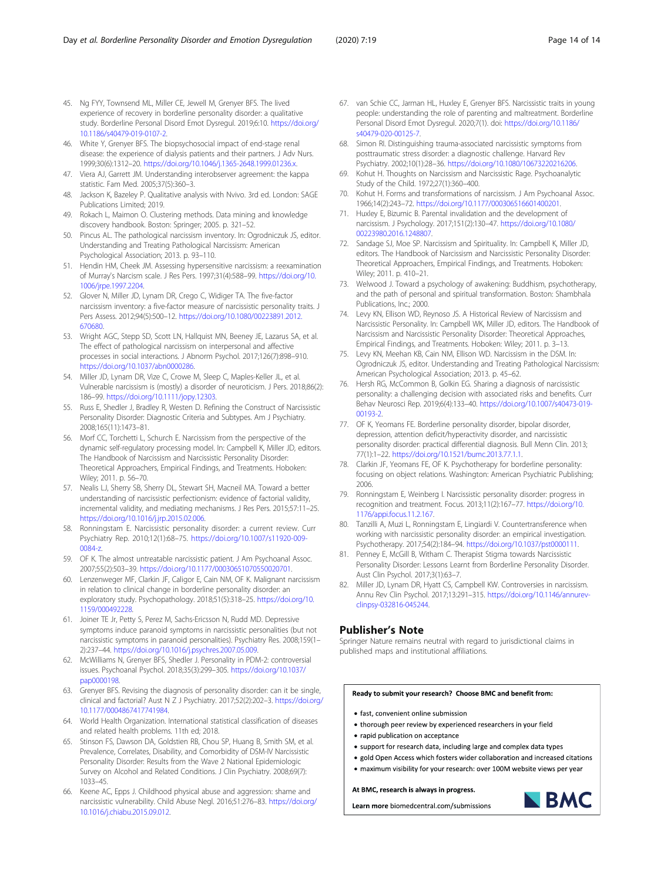45. Ng FYY, Townsend ML, Miller CE, Jewell M, Grenyer BFS. The lived experience of recovery in borderline personality disorder: a qualitative study. Borderline Personal Disord Emot Dysregul. 2019;6:10. https://doi.org/10.1186/s40479-019-0107-2.
46. White Y, Grenyer BFS. The biopsychosocial impact of end-stage renal disease: the experience of dialysis patients and their partners. J Adv Nurs. 1999;30(6):1312–20. https://doi.org/10.1046/j.1365-2648.1999.01236.x.
47. Viera AJ, Garrett JM. Understanding interobserver agreement: the kappa statistic. Fam Med. 2005;37(5):360–3.
48. Jackson K, Bazeley P. Qualitative analysis with Nvivo. 3rd ed. London: SAGE Publications Limited; 2019.
49. Rokach L, Maimon O. Clustering methods. Data mining and knowledge discovery handbook. Boston: Springer; 2005. p. 321–52.
50. Pincus AL. The pathological narcissism inventory. In: Ogrodniczuk JS, editor. Understanding and Treating Pathological Narcissism: American Psychological Association; 2013. p. 93–110.
51. Hendin HM, Cheek JM. Assessing hypersensitive narcissism: a reexamination of Murray's Narcism scale. J Res Pers. 1997;31(4):588–99. https://doi.org/10.1006/jrpe.1997.2204.
52. Glover N, Miller JD, Lynam DR, Crego C, Widiger TA. The five-factor narcissism inventory: a five-factor measure of narcissistic personality traits. J Pers Assess. 2012;94(5):500–12. https://doi.org/10.1080/00223891.2012.670680.
53. Wright AGC, Stepp SD, Scott LN, Hallquist MN, Beeney JE, Lazarus SA, et al. The effect of pathological narcissism on interpersonal and affective processes in social interactions. J Abnorm Psychol. 2017;126(7):898–910. https://doi.org/10.1037/abn0000286.
54. Miller JD, Lynam DR, Vize C, Crowe M, Sleep C, Maples-Keller JL, et al. Vulnerable narcissism is (mostly) a disorder of neuroticism. J Pers. 2018;86(2):186–99. https://doi.org/10.1111/jopy.12303.
55. Russ E, Shedler J, Bradley R, Westen D. Refining the Construct of Narcissistic Personality Disorder: Diagnostic Criteria and Subtypes. Am J Psychiatry. 2008;165(11):1473–81.
56. Morf CC, Torchetti L, Schurch E. Narcissism from the perspective of the dynamic self-regulatory processing model. In: Campbell K, Miller JD, editors. The Handbook of Narcissism and Narcissistic Personality Disorder: Theoretical Approaches, Empirical Findings, and Treatments. Hoboken: Wiley; 2011. p. 56–70.
57. Nealis LJ, Sherry SB, Sherry DL, Stewart SH, Macneil MA. Toward a better understanding of narcissistic perfectionism: evidence of factorial validity, incremental validity, and mediating mechanisms. J Res Pers. 2015;57:11–25. https://doi.org/10.1016/j.jrp.2015.02.006.
58. Ronningstam E. Narcissistic personality disorder: a current review. Curr Psychiatry Rep. 2010;12(1):68–75. https://doi.org/10.1007/s11920-009-0084-z.
59. OF K. The almost untreatable narcissistic patient. J Am Psychoanal Assoc. 2007;55(2):503–39. https://doi.org/10.1177/00030651070550020701.
60. Lenzenweger MF, Clarkin JF, Caligor E, Cain NM, OF K. Malignant narcissism in relation to clinical change in borderline personality disorder: an exploratory study. Psychopathology. 2018;51(5):318–25. https://doi.org/10.1159/000492228.
61. Joiner TE Jr, Petty S, Perez M, Sachs-Ericsson N, Rudd MD. Depressive symptoms induce paranoid symptoms in narcissistic personalities (but not narcissistic symptoms in paranoid personalities). Psychiatry Res. 2008;159(1–2):237–44. https://doi.org/10.1016/j.psychres.2007.05.009.
62. McWilliams N, Grenyer BFS, Shedler J. Personality in PDM-2: controversial issues. Psychoanal Psychol. 2018;35(3):299–305. https://doi.org/10.1037/pap0000198.
63. Grenyer BFS. Revising the diagnosis of personality disorder: can it be single, clinical and factorial? Aust N Z J Psychiatry. 2017;52(2):202–3. https://doi.org/10.1177/0004867417741984.
64. World Health Organization. International statistical classification of diseases and related health problems. 11th ed; 2018.
65. Stinson FS, Dawson DA, Goldstien RB, Chou SP, Huang B, Smith SM, et al. Prevalence, Correlates, Disability, and Comorbidity of DSM-IV Narcissistic Personality Disorder: Results from the Wave 2 National Epidemiologic Survey on Alcohol and Related Conditions. J Clin Psychiatry. 2008;69(7):1033–45.
66. Keene AC, Epps J. Childhood physical abuse and aggression: shame and narcissistic vulnerability. Child Abuse Negl. 2016;51:276–83. https://doi.org/10.1016/j.chiabu.2015.09.012.
67. van Schie CC, Jarman HL, Huxley E, Grenyer BFS. Narcissistic traits in young people: understanding the role of parenting and maltreatment. Borderline Personal Disord Emot Dysregul. 2020;7(1). doi: https://doi.org/10.1186/s40479-020-00125-7.
68. Simon RI. Distinguishing trauma-associated narcissistic symptoms from posttraumatic stress disorder: a diagnostic challenge. Harvard Rev Psychiatry. 2002;10(1):28–36. https://doi.org/10.1080/10673220216206.
69. Kohut H. Thoughts on Narcissism and Narcissistic Rage. Psychoanalytic Study of the Child. 1972;27(1):360–400.
70. Kohut H. Forms and transformations of narcissism. J Am Psychoanal Assoc. 1966;14(2):243–72. https://doi.org/10.1177/000306516601400201.
71. Huxley E, Bizumic B. Parental invalidation and the development of narcissism. J Psychology. 2017;151(2):130–47. https://doi.org/10.1080/00223980.2016.1248807.
72. Sandage SJ, Moe SP. Narcissism and Spirituality. In: Campbell K, Miller JD, editors. The Handbook of Narcissism and Narcissistic Personality Disorder: Theoretical Approachers, Empirical Findings, and Treatments. Hoboken: Wiley; 2011. p. 410–21.
73. Welwood J. Toward a psychology of awakening: Buddhism, psychotherapy, and the path of personal and spiritual transformation. Boston: Shambhala Publications, Inc.; 2000.
74. Levy KN, Ellison WD, Reynoso JS. A Historical Review of Narcissism and Narcissistic Personality. In: Campbell WK, Miller JD, editors. The Handbook of Narcissism and Narcissistic Personality Disorder: Theoretical Approaches, Empirical Findings, and Treatments. Hoboken: Wiley; 2011. p. 3–13.
75. Levy KN, Meehan KB, Cain NM, Ellison WD. Narcissism in the DSM. In: Ogrodniczuk JS, editor. Understanding and Treating Pathological Narcissism: American Psychological Association; 2013. p. 45–62.
76. Hersh RG, McCommon B, Golkin EG. Sharing a diagnosis of narcissistic personality: a challenging decision with associated risks and benefits. Curr Behav Neurosci Rep. 2019;6(4):133–40. https://doi.org/10.1007/s40473-019-00193-2.
77. OF K, Yeomans FE. Borderline personality disorder, bipolar disorder, depression, attention deficit/hyperactivity disorder, and narcissistic personality disorder: practical differential diagnosis. Bull Menn Clin. 2013;77(1):1–22. https://doi.org/10.1521/bumc.2013.77.1.1.
78. Clarkin JF, Yeomans FE, OF K. Psychotherapy for borderline personality: focusing on object relations. Washington: American Psychiatric Publishing; 2006.
79. Ronningstam E, Weinberg I. Narcissistic personality disorder: progress in recognition and treatment. Focus. 2013;11(2):167–77. https://doi.org/10.1176/appi.focus.11.2.167.
80. Tanzilli A, Muzi L, Ronningstam E, Lingiardi V. Countertransference when working with narcissistic personality disorder: an empirical investigation. Psychotherapy. 2017;54(2):184–94. https://doi.org/10.1037/pst0000111.
81. Penney E, McGill B, Witham C. Therapist Stigma towards Narcissistic Personality Disorder: Lessons Learnt from Borderline Personality Disorder. Aust Clin Psychol. 2017;3(1):63–7.
82. Miller JD, Lynam DR, Hyatt CS, Campbell KW. Controversies in narcissism. Annu Rev Clin Psychol. 2017;13:291–315. https://doi.org/10.1146/annurev-clinpsy-032816-045244.

## Publisher's Note

Springer Nature remains neutral with regard to jurisdictional claims in published maps and institutional affiliations.

**Ready to submit your research? Choose BMC and benefit from:**

- fast, convenient online submission
- thorough peer review by experienced researchers in your field
- rapid publication on acceptance
- support for research data, including large and complex data types
- gold Open Access which fosters wider collaboration and increased citations
- maximum visibility for your research: over 100M website views per year

**At BMC, research is always in progress.**

**Learn more** biomedcentral.com/submissions

BMC